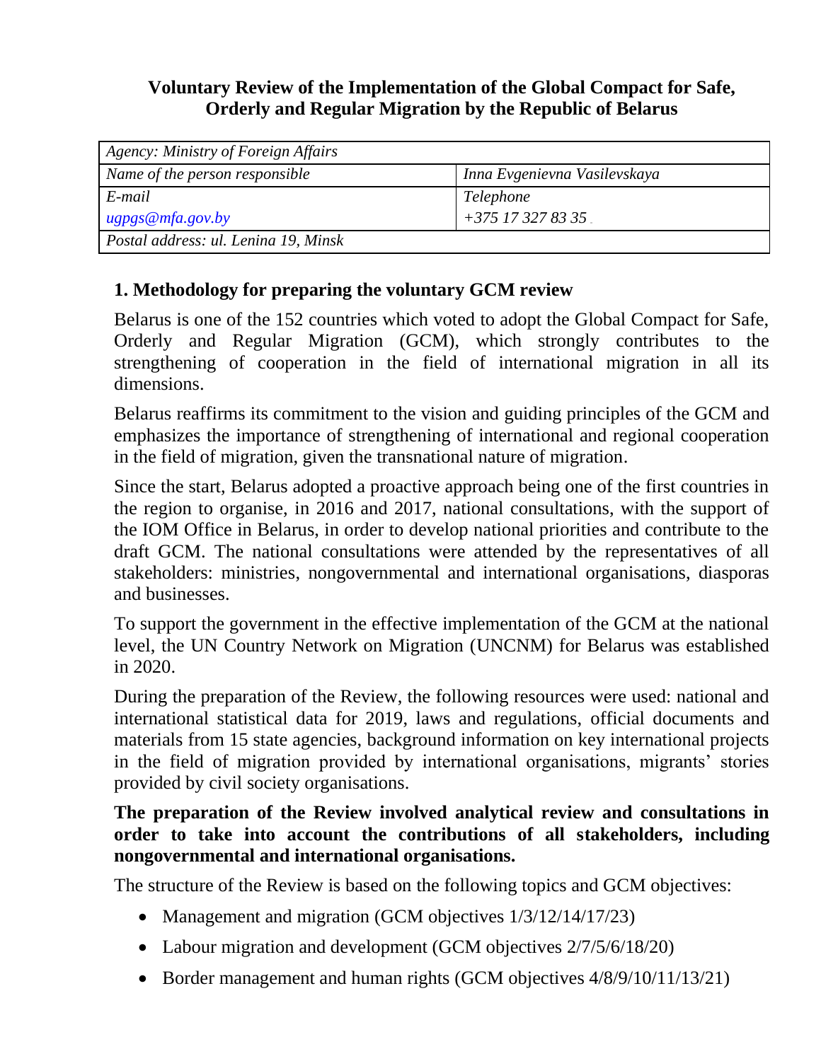# Voluntary Review of the Implementation of the Global Compact for Safe, Orderly and Regular Migration by the Republic of Belarus

| *Agency: Ministry of Foreign Affairs* | |
|---|---|
| *Name of the person responsible* | *Inna Evgenievna Vasilevskaya* |
| *E-mail*<br>*ugpgs@mfa.gov.by* | *Telephone*<br>*+375 17 327 83 35* |
| *Postal address: ul. Lenina 19, Minsk* | |

## 1. Methodology for preparing the voluntary GCM review

Belarus is one of the 152 countries which voted to adopt the Global Compact for Safe, Orderly and Regular Migration (GCM), which strongly contributes to the strengthening of cooperation in the field of international migration in all its dimensions.

Belarus reaffirms its commitment to the vision and guiding principles of the GCM and emphasizes the importance of strengthening of international and regional cooperation in the field of migration, given the transnational nature of migration.

Since the start, Belarus adopted a proactive approach being one of the first countries in the region to organise, in 2016 and 2017, national consultations, with the support of the IOM Office in Belarus, in order to develop national priorities and contribute to the draft GCM. The national consultations were attended by the representatives of all stakeholders: ministries, nongovernmental and international organisations, diasporas and businesses.

To support the government in the effective implementation of the GCM at the national level, the UN Country Network on Migration (UNCNM) for Belarus was established in 2020.

During the preparation of the Review, the following resources were used: national and international statistical data for 2019, laws and regulations, official documents and materials from 15 state agencies, background information on key international projects in the field of migration provided by international organisations, migrants' stories provided by civil society organisations.

**The preparation of the Review involved analytical review and consultations in order to take into account the contributions of all stakeholders, including nongovernmental and international organisations.**

The structure of the Review is based on the following topics and GCM objectives:

- Management and migration (GCM objectives 1/3/12/14/17/23)
- Labour migration and development (GCM objectives 2/7/5/6/18/20)
- Border management and human rights (GCM objectives 4/8/9/10/11/13/21)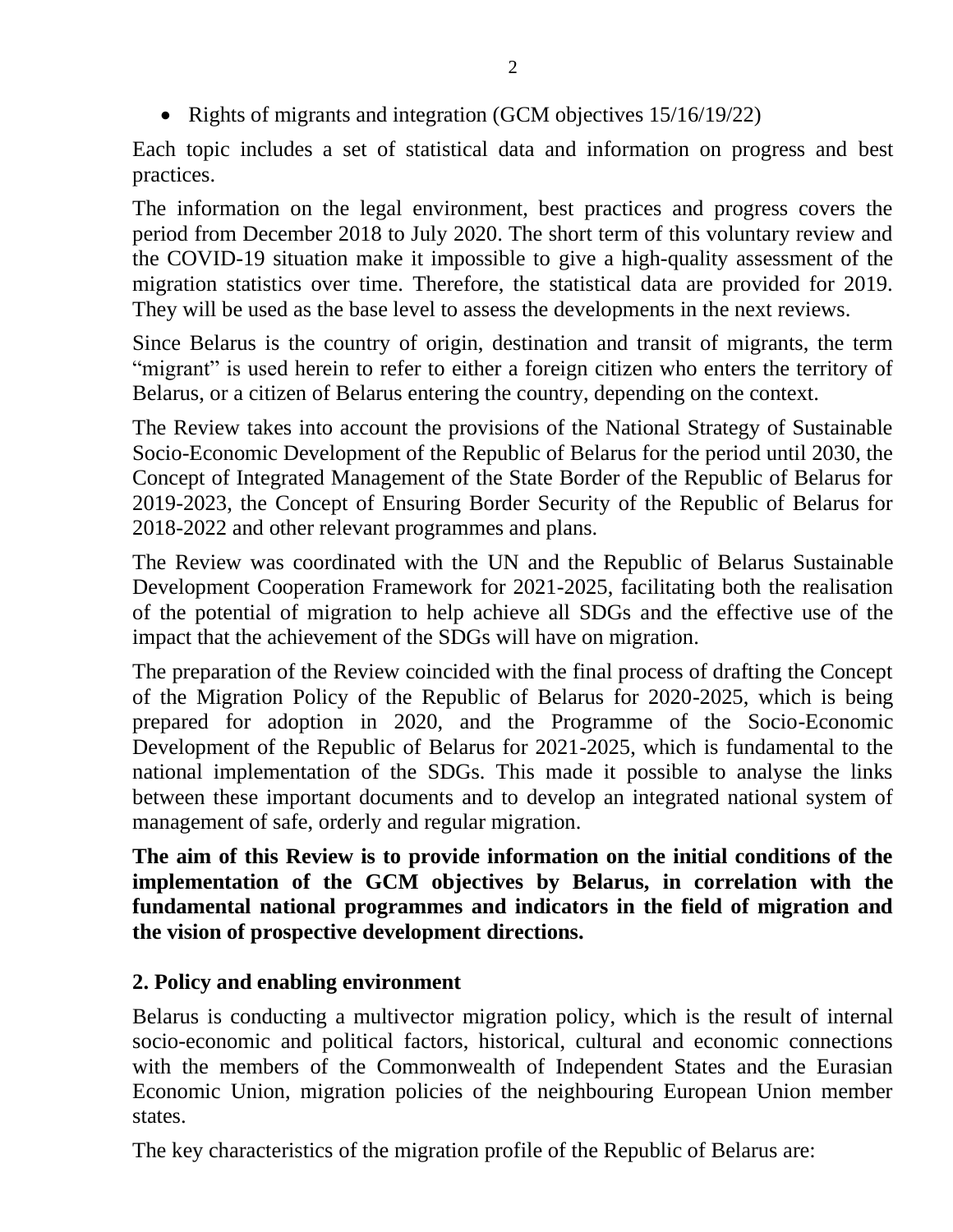- Rights of migrants and integration (GCM objectives 15/16/19/22)

Each topic includes a set of statistical data and information on progress and best practices.

The information on the legal environment, best practices and progress covers the period from December 2018 to July 2020. The short term of this voluntary review and the COVID-19 situation make it impossible to give a high-quality assessment of the migration statistics over time. Therefore, the statistical data are provided for 2019. They will be used as the base level to assess the developments in the next reviews.

Since Belarus is the country of origin, destination and transit of migrants, the term "migrant" is used herein to refer to either a foreign citizen who enters the territory of Belarus, or a citizen of Belarus entering the country, depending on the context.

The Review takes into account the provisions of the National Strategy of Sustainable Socio-Economic Development of the Republic of Belarus for the period until 2030, the Concept of Integrated Management of the State Border of the Republic of Belarus for 2019-2023, the Concept of Ensuring Border Security of the Republic of Belarus for 2018-2022 and other relevant programmes and plans.

The Review was coordinated with the UN and the Republic of Belarus Sustainable Development Cooperation Framework for 2021-2025, facilitating both the realisation of the potential of migration to help achieve all SDGs and the effective use of the impact that the achievement of the SDGs will have on migration.

The preparation of the Review coincided with the final process of drafting the Concept of the Migration Policy of the Republic of Belarus for 2020-2025, which is being prepared for adoption in 2020, and the Programme of the Socio-Economic Development of the Republic of Belarus for 2021-2025, which is fundamental to the national implementation of the SDGs. This made it possible to analyse the links between these important documents and to develop an integrated national system of management of safe, orderly and regular migration.

**The aim of this Review is to provide information on the initial conditions of the implementation of the GCM objectives by Belarus, in correlation with the fundamental national programmes and indicators in the field of migration and the vision of prospective development directions.**

## 2. Policy and enabling environment

Belarus is conducting a multivector migration policy, which is the result of internal socio-economic and political factors, historical, cultural and economic connections with the members of the Commonwealth of Independent States and the Eurasian Economic Union, migration policies of the neighbouring European Union member states.

The key characteristics of the migration profile of the Republic of Belarus are: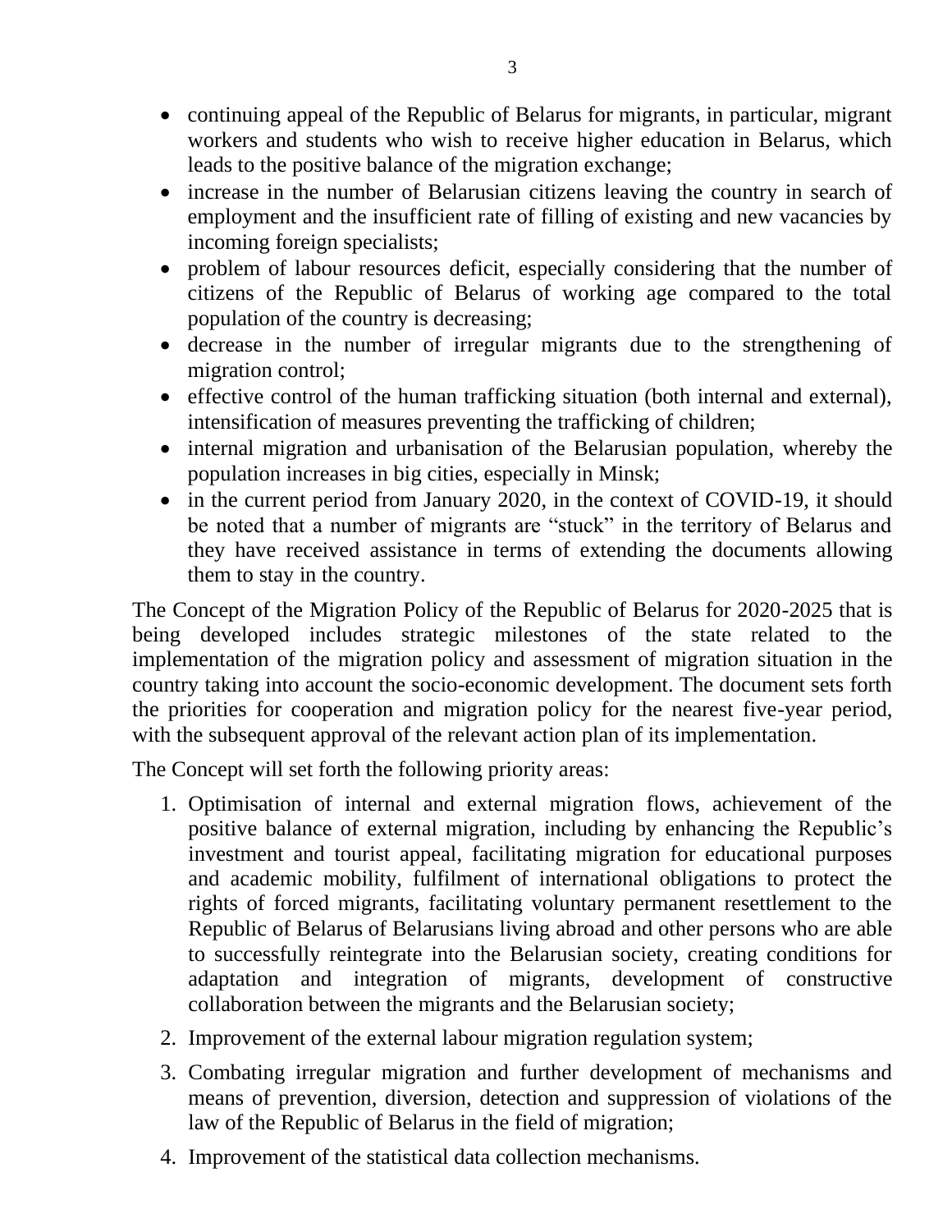- continuing appeal of the Republic of Belarus for migrants, in particular, migrant workers and students who wish to receive higher education in Belarus, which leads to the positive balance of the migration exchange;
- increase in the number of Belarusian citizens leaving the country in search of employment and the insufficient rate of filling of existing and new vacancies by incoming foreign specialists;
- problem of labour resources deficit, especially considering that the number of citizens of the Republic of Belarus of working age compared to the total population of the country is decreasing;
- decrease in the number of irregular migrants due to the strengthening of migration control;
- effective control of the human trafficking situation (both internal and external), intensification of measures preventing the trafficking of children;
- internal migration and urbanisation of the Belarusian population, whereby the population increases in big cities, especially in Minsk;
- in the current period from January 2020, in the context of COVID-19, it should be noted that a number of migrants are "stuck" in the territory of Belarus and they have received assistance in terms of extending the documents allowing them to stay in the country.

The Concept of the Migration Policy of the Republic of Belarus for 2020-2025 that is being developed includes strategic milestones of the state related to the implementation of the migration policy and assessment of migration situation in the country taking into account the socio-economic development. The document sets forth the priorities for cooperation and migration policy for the nearest five-year period, with the subsequent approval of the relevant action plan of its implementation.

The Concept will set forth the following priority areas:

1. Optimisation of internal and external migration flows, achievement of the positive balance of external migration, including by enhancing the Republic's investment and tourist appeal, facilitating migration for educational purposes and academic mobility, fulfilment of international obligations to protect the rights of forced migrants, facilitating voluntary permanent resettlement to the Republic of Belarus of Belarusians living abroad and other persons who are able to successfully reintegrate into the Belarusian society, creating conditions for adaptation and integration of migrants, development of constructive collaboration between the migrants and the Belarusian society;
2. Improvement of the external labour migration regulation system;
3. Combating irregular migration and further development of mechanisms and means of prevention, diversion, detection and suppression of violations of the law of the Republic of Belarus in the field of migration;
4. Improvement of the statistical data collection mechanisms.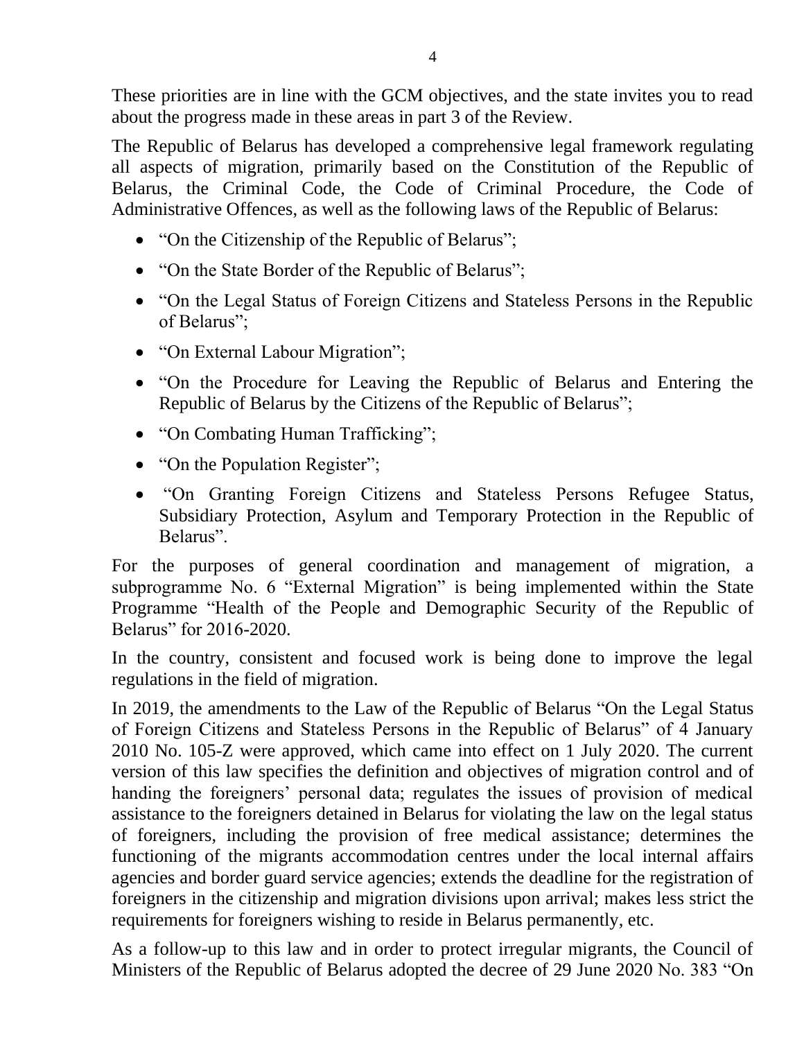These priorities are in line with the GCM objectives, and the state invites you to read about the progress made in these areas in part 3 of the Review.

The Republic of Belarus has developed a comprehensive legal framework regulating all aspects of migration, primarily based on the Constitution of the Republic of Belarus, the Criminal Code, the Code of Criminal Procedure, the Code of Administrative Offences, as well as the following laws of the Republic of Belarus:

- "On the Citizenship of the Republic of Belarus";
- "On the State Border of the Republic of Belarus";
- "On the Legal Status of Foreign Citizens and Stateless Persons in the Republic of Belarus";
- "On External Labour Migration";
- "On the Procedure for Leaving the Republic of Belarus and Entering the Republic of Belarus by the Citizens of the Republic of Belarus";
- "On Combating Human Trafficking";
- "On the Population Register";
- "On Granting Foreign Citizens and Stateless Persons Refugee Status, Subsidiary Protection, Asylum and Temporary Protection in the Republic of Belarus".

For the purposes of general coordination and management of migration, a subprogramme No. 6 "External Migration" is being implemented within the State Programme "Health of the People and Demographic Security of the Republic of Belarus" for 2016-2020.

In the country, consistent and focused work is being done to improve the legal regulations in the field of migration.

In 2019, the amendments to the Law of the Republic of Belarus "On the Legal Status of Foreign Citizens and Stateless Persons in the Republic of Belarus" of 4 January 2010 No. 105-Z were approved, which came into effect on 1 July 2020. The current version of this law specifies the definition and objectives of migration control and of handing the foreigners' personal data; regulates the issues of provision of medical assistance to the foreigners detained in Belarus for violating the law on the legal status of foreigners, including the provision of free medical assistance; determines the functioning of the migrants accommodation centres under the local internal affairs agencies and border guard service agencies; extends the deadline for the registration of foreigners in the citizenship and migration divisions upon arrival; makes less strict the requirements for foreigners wishing to reside in Belarus permanently, etc.

As a follow-up to this law and in order to protect irregular migrants, the Council of Ministers of the Republic of Belarus adopted the decree of 29 June 2020 No. 383 "On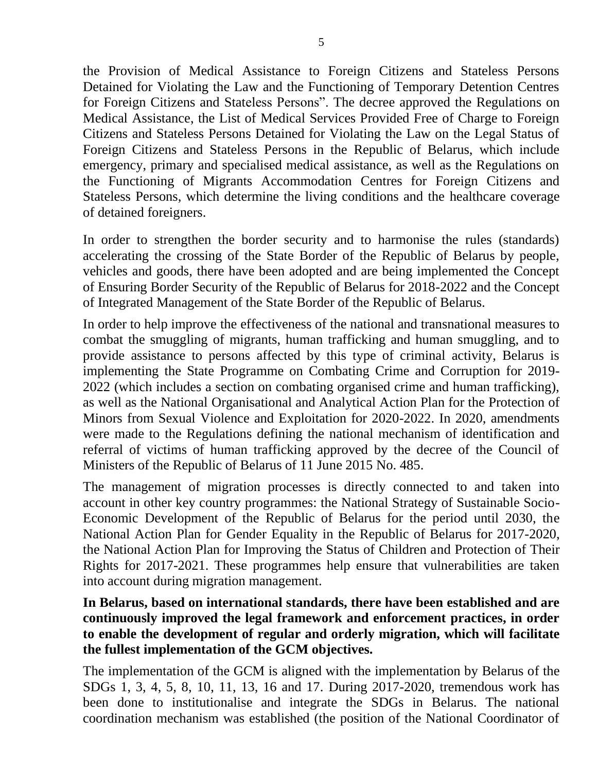the Provision of Medical Assistance to Foreign Citizens and Stateless Persons Detained for Violating the Law and the Functioning of Temporary Detention Centres for Foreign Citizens and Stateless Persons". The decree approved the Regulations on Medical Assistance, the List of Medical Services Provided Free of Charge to Foreign Citizens and Stateless Persons Detained for Violating the Law on the Legal Status of Foreign Citizens and Stateless Persons in the Republic of Belarus, which include emergency, primary and specialised medical assistance, as well as the Regulations on the Functioning of Migrants Accommodation Centres for Foreign Citizens and Stateless Persons, which determine the living conditions and the healthcare coverage of detained foreigners.

In order to strengthen the border security and to harmonise the rules (standards) accelerating the crossing of the State Border of the Republic of Belarus by people, vehicles and goods, there have been adopted and are being implemented the Concept of Ensuring Border Security of the Republic of Belarus for 2018-2022 and the Concept of Integrated Management of the State Border of the Republic of Belarus.

In order to help improve the effectiveness of the national and transnational measures to combat the smuggling of migrants, human trafficking and human smuggling, and to provide assistance to persons affected by this type of criminal activity, Belarus is implementing the State Programme on Combating Crime and Corruption for 2019-2022 (which includes a section on combating organised crime and human trafficking), as well as the National Organisational and Analytical Action Plan for the Protection of Minors from Sexual Violence and Exploitation for 2020-2022. In 2020, amendments were made to the Regulations defining the national mechanism of identification and referral of victims of human trafficking approved by the decree of the Council of Ministers of the Republic of Belarus of 11 June 2015 No. 485.

The management of migration processes is directly connected to and taken into account in other key country programmes: the National Strategy of Sustainable Socio-Economic Development of the Republic of Belarus for the period until 2030, the National Action Plan for Gender Equality in the Republic of Belarus for 2017-2020, the National Action Plan for Improving the Status of Children and Protection of Their Rights for 2017-2021. These programmes help ensure that vulnerabilities are taken into account during migration management.

**In Belarus, based on international standards, there have been established and are continuously improved the legal framework and enforcement practices, in order to enable the development of regular and orderly migration, which will facilitate the fullest implementation of the GCM objectives.**

The implementation of the GCM is aligned with the implementation by Belarus of the SDGs 1, 3, 4, 5, 8, 10, 11, 13, 16 and 17. During 2017-2020, tremendous work has been done to institutionalise and integrate the SDGs in Belarus. The national coordination mechanism was established (the position of the National Coordinator of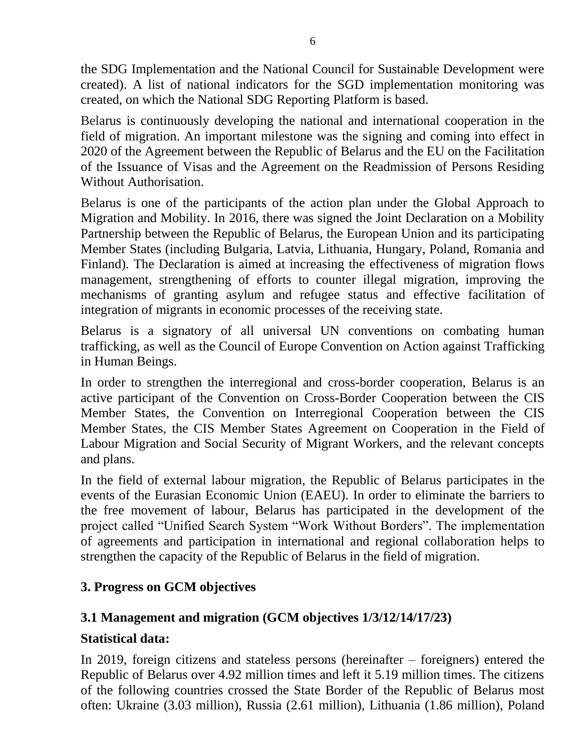the SDG Implementation and the National Council for Sustainable Development were created). A list of national indicators for the SGD implementation monitoring was created, on which the National SDG Reporting Platform is based.

Belarus is continuously developing the national and international cooperation in the field of migration. An important milestone was the signing and coming into effect in 2020 of the Agreement between the Republic of Belarus and the EU on the Facilitation of the Issuance of Visas and the Agreement on the Readmission of Persons Residing Without Authorisation.

Belarus is one of the participants of the action plan under the Global Approach to Migration and Mobility. In 2016, there was signed the Joint Declaration on a Mobility Partnership between the Republic of Belarus, the European Union and its participating Member States (including Bulgaria, Latvia, Lithuania, Hungary, Poland, Romania and Finland). The Declaration is aimed at increasing the effectiveness of migration flows management, strengthening of efforts to counter illegal migration, improving the mechanisms of granting asylum and refugee status and effective facilitation of integration of migrants in economic processes of the receiving state.

Belarus is a signatory of all universal UN conventions on combating human trafficking, as well as the Council of Europe Convention on Action against Trafficking in Human Beings.

In order to strengthen the interregional and cross-border cooperation, Belarus is an active participant of the Convention on Cross-Border Cooperation between the CIS Member States, the Convention on Interregional Cooperation between the CIS Member States, the CIS Member States Agreement on Cooperation in the Field of Labour Migration and Social Security of Migrant Workers, and the relevant concepts and plans.

In the field of external labour migration, the Republic of Belarus participates in the events of the Eurasian Economic Union (EAEU). In order to eliminate the barriers to the free movement of labour, Belarus has participated in the development of the project called "Unified Search System "Work Without Borders". The implementation of agreements and participation in international and regional collaboration helps to strengthen the capacity of the Republic of Belarus in the field of migration.

## 3. Progress on GCM objectives

### 3.1 Management and migration (GCM objectives 1/3/12/14/17/23)

**Statistical data:**

In 2019, foreign citizens and stateless persons (hereinafter – foreigners) entered the Republic of Belarus over 4.92 million times and left it 5.19 million times. The citizens of the following countries crossed the State Border of the Republic of Belarus most often: Ukraine (3.03 million), Russia (2.61 million), Lithuania (1.86 million), Poland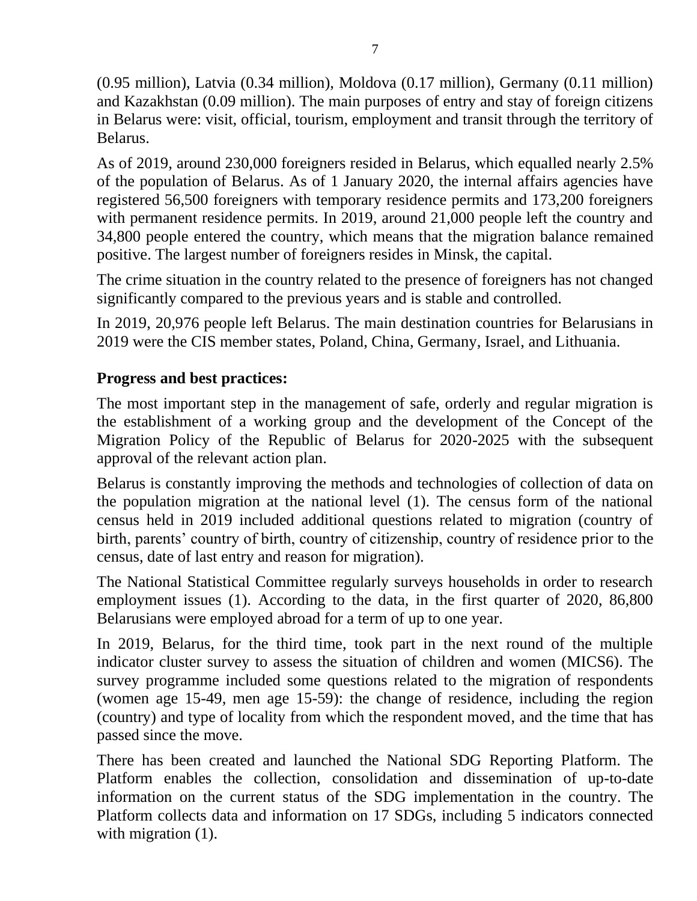(0.95 million), Latvia (0.34 million), Moldova (0.17 million), Germany (0.11 million) and Kazakhstan (0.09 million). The main purposes of entry and stay of foreign citizens in Belarus were: visit, official, tourism, employment and transit through the territory of Belarus.

As of 2019, around 230,000 foreigners resided in Belarus, which equalled nearly 2.5% of the population of Belarus. As of 1 January 2020, the internal affairs agencies have registered 56,500 foreigners with temporary residence permits and 173,200 foreigners with permanent residence permits. In 2019, around 21,000 people left the country and 34,800 people entered the country, which means that the migration balance remained positive. The largest number of foreigners resides in Minsk, the capital.

The crime situation in the country related to the presence of foreigners has not changed significantly compared to the previous years and is stable and controlled.

In 2019, 20,976 people left Belarus. The main destination countries for Belarusians in 2019 were the CIS member states, Poland, China, Germany, Israel, and Lithuania.

**Progress and best practices:**

The most important step in the management of safe, orderly and regular migration is the establishment of a working group and the development of the Concept of the Migration Policy of the Republic of Belarus for 2020-2025 with the subsequent approval of the relevant action plan.

Belarus is constantly improving the methods and technologies of collection of data on the population migration at the national level (1). The census form of the national census held in 2019 included additional questions related to migration (country of birth, parents' country of birth, country of citizenship, country of residence prior to the census, date of last entry and reason for migration).

The National Statistical Committee regularly surveys households in order to research employment issues (1). According to the data, in the first quarter of 2020, 86,800 Belarusians were employed abroad for a term of up to one year.

In 2019, Belarus, for the third time, took part in the next round of the multiple indicator cluster survey to assess the situation of children and women (MICS6). The survey programme included some questions related to the migration of respondents (women age 15-49, men age 15-59): the change of residence, including the region (country) and type of locality from which the respondent moved, and the time that has passed since the move.

There has been created and launched the National SDG Reporting Platform. The Platform enables the collection, consolidation and dissemination of up-to-date information on the current status of the SDG implementation in the country. The Platform collects data and information on 17 SDGs, including 5 indicators connected with migration (1).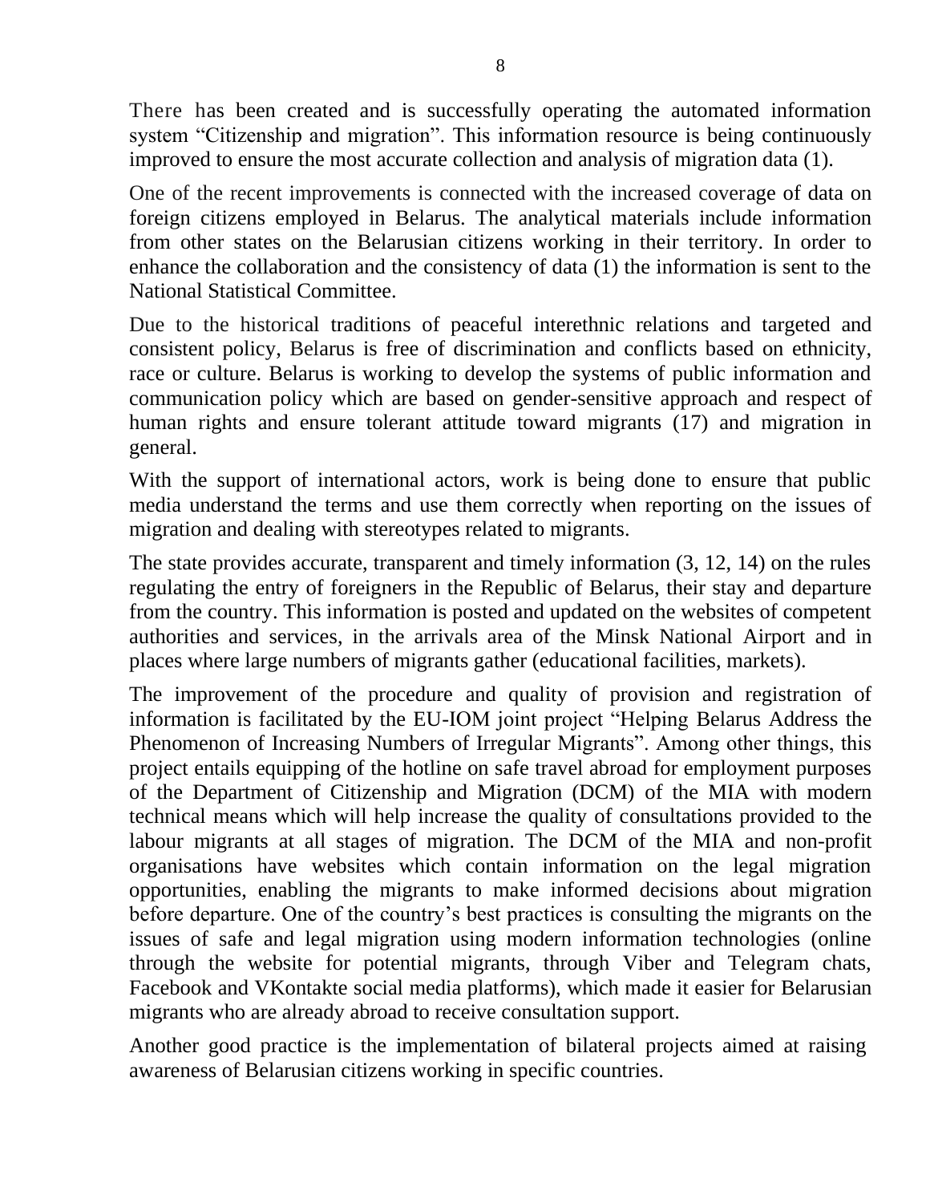There has been created and is successfully operating the automated information system “Citizenship and migration”. This information resource is being continuously improved to ensure the most accurate collection and analysis of migration data (1).

One of the recent improvements is connected with the increased coverage of data on foreign citizens employed in Belarus. The analytical materials include information from other states on the Belarusian citizens working in their territory. In order to enhance the collaboration and the consistency of data (1) the information is sent to the National Statistical Committee.

Due to the historical traditions of peaceful interethnic relations and targeted and consistent policy, Belarus is free of discrimination and conflicts based on ethnicity, race or culture. Belarus is working to develop the systems of public information and communication policy which are based on gender-sensitive approach and respect of human rights and ensure tolerant attitude toward migrants (17) and migration in general.

With the support of international actors, work is being done to ensure that public media understand the terms and use them correctly when reporting on the issues of migration and dealing with stereotypes related to migrants.

The state provides accurate, transparent and timely information (3, 12, 14) on the rules regulating the entry of foreigners in the Republic of Belarus, their stay and departure from the country. This information is posted and updated on the websites of competent authorities and services, in the arrivals area of the Minsk National Airport and in places where large numbers of migrants gather (educational facilities, markets).

The improvement of the procedure and quality of provision and registration of information is facilitated by the EU-IOM joint project “Helping Belarus Address the Phenomenon of Increasing Numbers of Irregular Migrants”. Among other things, this project entails equipping of the hotline on safe travel abroad for employment purposes of the Department of Citizenship and Migration (DCM) of the MIA with modern technical means which will help increase the quality of consultations provided to the labour migrants at all stages of migration. The DCM of the MIA and non-profit organisations have websites which contain information on the legal migration opportunities, enabling the migrants to make informed decisions about migration before departure. One of the country’s best practices is consulting the migrants on the issues of safe and legal migration using modern information technologies (online through the website for potential migrants, through Viber and Telegram chats, Facebook and VKontakte social media platforms), which made it easier for Belarusian migrants who are already abroad to receive consultation support.

Another good practice is the implementation of bilateral projects aimed at raising awareness of Belarusian citizens working in specific countries.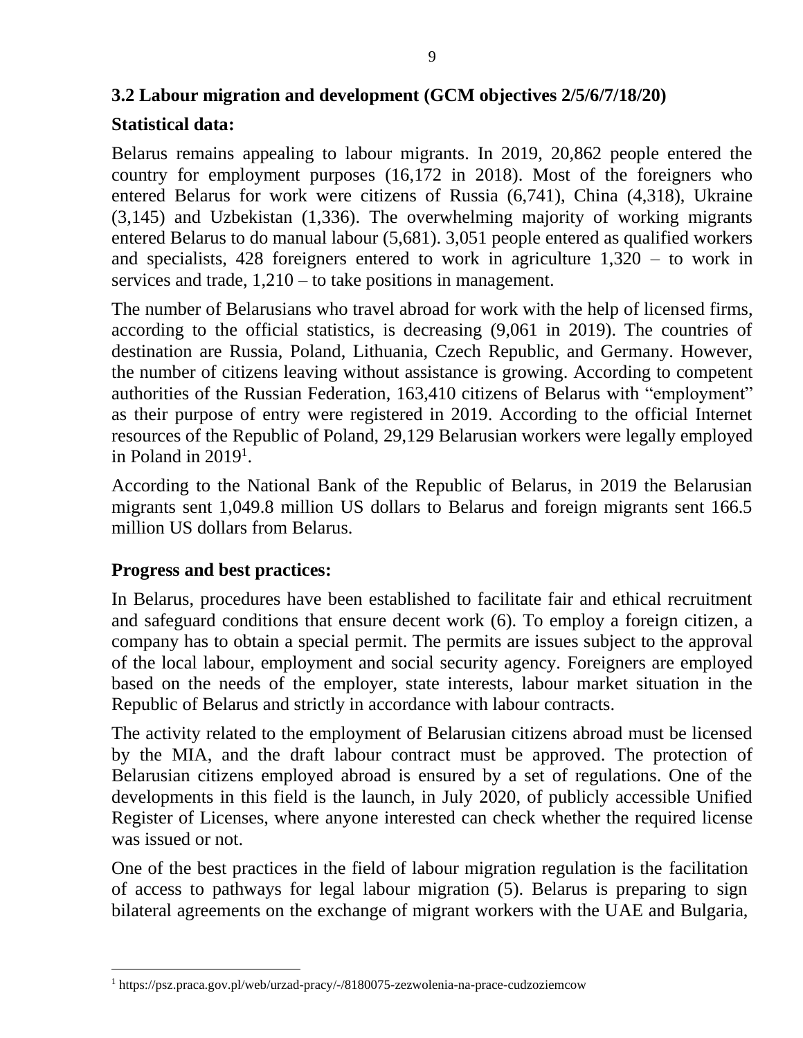### 3.2 Labour migration and development (GCM objectives 2/5/6/7/18/20)

#### Statistical data:

Belarus remains appealing to labour migrants. In 2019, 20,862 people entered the country for employment purposes (16,172 in 2018). Most of the foreigners who entered Belarus for work were citizens of Russia (6,741), China (4,318), Ukraine (3,145) and Uzbekistan (1,336). The overwhelming majority of working migrants entered Belarus to do manual labour (5,681). 3,051 people entered as qualified workers and specialists, 428 foreigners entered to work in agriculture 1,320 – to work in services and trade, 1,210 – to take positions in management.

The number of Belarusians who travel abroad for work with the help of licensed firms, according to the official statistics, is decreasing (9,061 in 2019). The countries of destination are Russia, Poland, Lithuania, Czech Republic, and Germany. However, the number of citizens leaving without assistance is growing. According to competent authorities of the Russian Federation, 163,410 citizens of Belarus with "employment" as their purpose of entry were registered in 2019. According to the official Internet resources of the Republic of Poland, 29,129 Belarusian workers were legally employed in Poland in 2019[1].

According to the National Bank of the Republic of Belarus, in 2019 the Belarusian migrants sent 1,049.8 million US dollars to Belarus and foreign migrants sent 166.5 million US dollars from Belarus.

#### Progress and best practices:

In Belarus, procedures have been established to facilitate fair and ethical recruitment and safeguard conditions that ensure decent work (6). To employ a foreign citizen, a company has to obtain a special permit. The permits are issues subject to the approval of the local labour, employment and social security agency. Foreigners are employed based on the needs of the employer, state interests, labour market situation in the Republic of Belarus and strictly in accordance with labour contracts.

The activity related to the employment of Belarusian citizens abroad must be licensed by the MIA, and the draft labour contract must be approved. The protection of Belarusian citizens employed abroad is ensured by a set of regulations. One of the developments in this field is the launch, in July 2020, of publicly accessible Unified Register of Licenses, where anyone interested can check whether the required license was issued or not.

One of the best practices in the field of labour migration regulation is the facilitation of access to pathways for legal labour migration (5). Belarus is preparing to sign bilateral agreements on the exchange of migrant workers with the UAE and Bulgaria,

---

[1] https://psz.praca.gov.pl/web/urzad-pracy/-/8180075-zezwolenia-na-prace-cudzoziemcow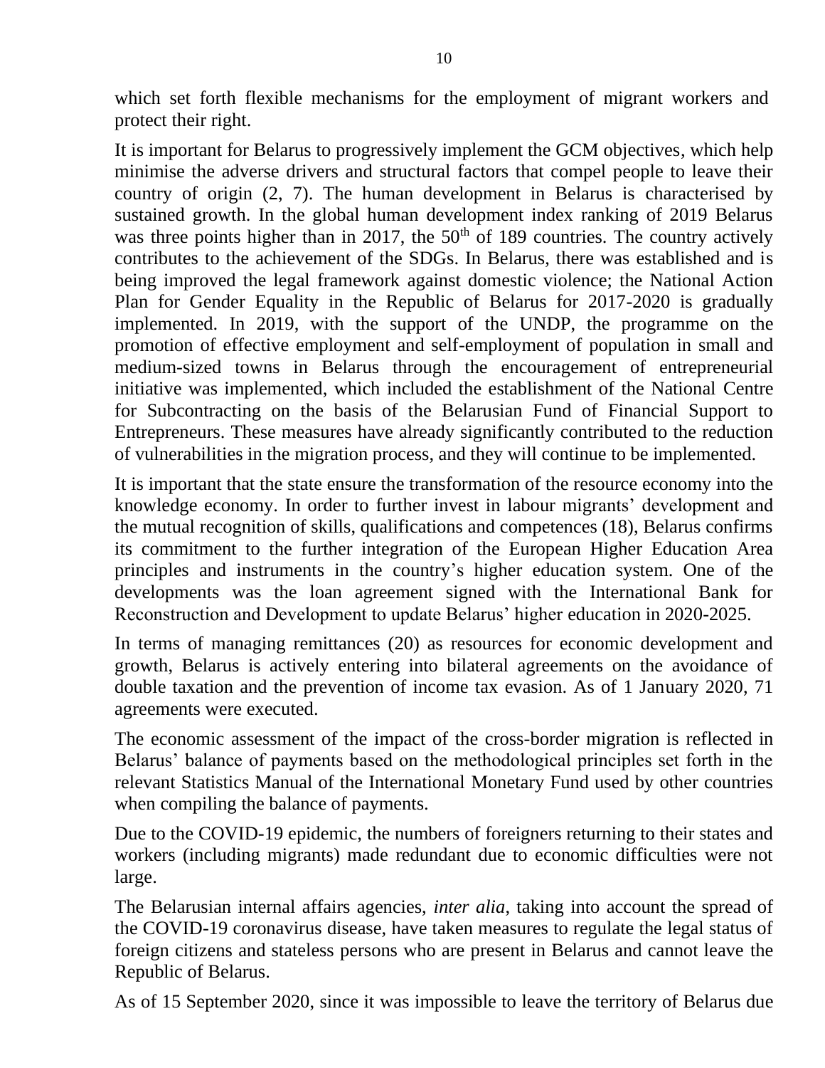which set forth flexible mechanisms for the employment of migrant workers and protect their right.

It is important for Belarus to progressively implement the GCM objectives, which help minimise the adverse drivers and structural factors that compel people to leave their country of origin (2, 7). The human development in Belarus is characterised by sustained growth. In the global human development index ranking of 2019 Belarus was three points higher than in 2017, the 50th of 189 countries. The country actively contributes to the achievement of the SDGs. In Belarus, there was established and is being improved the legal framework against domestic violence; the National Action Plan for Gender Equality in the Republic of Belarus for 2017-2020 is gradually implemented. In 2019, with the support of the UNDP, the programme on the promotion of effective employment and self-employment of population in small and medium-sized towns in Belarus through the encouragement of entrepreneurial initiative was implemented, which included the establishment of the National Centre for Subcontracting on the basis of the Belarusian Fund of Financial Support to Entrepreneurs. These measures have already significantly contributed to the reduction of vulnerabilities in the migration process, and they will continue to be implemented.

It is important that the state ensure the transformation of the resource economy into the knowledge economy. In order to further invest in labour migrants' development and the mutual recognition of skills, qualifications and competences (18), Belarus confirms its commitment to the further integration of the European Higher Education Area principles and instruments in the country's higher education system. One of the developments was the loan agreement signed with the International Bank for Reconstruction and Development to update Belarus' higher education in 2020-2025.

In terms of managing remittances (20) as resources for economic development and growth, Belarus is actively entering into bilateral agreements on the avoidance of double taxation and the prevention of income tax evasion. As of 1 January 2020, 71 agreements were executed.

The economic assessment of the impact of the cross-border migration is reflected in Belarus' balance of payments based on the methodological principles set forth in the relevant Statistics Manual of the International Monetary Fund used by other countries when compiling the balance of payments.

Due to the COVID-19 epidemic, the numbers of foreigners returning to their states and workers (including migrants) made redundant due to economic difficulties were not large.

The Belarusian internal affairs agencies, *inter alia*, taking into account the spread of the COVID-19 coronavirus disease, have taken measures to regulate the legal status of foreign citizens and stateless persons who are present in Belarus and cannot leave the Republic of Belarus.

As of 15 September 2020, since it was impossible to leave the territory of Belarus due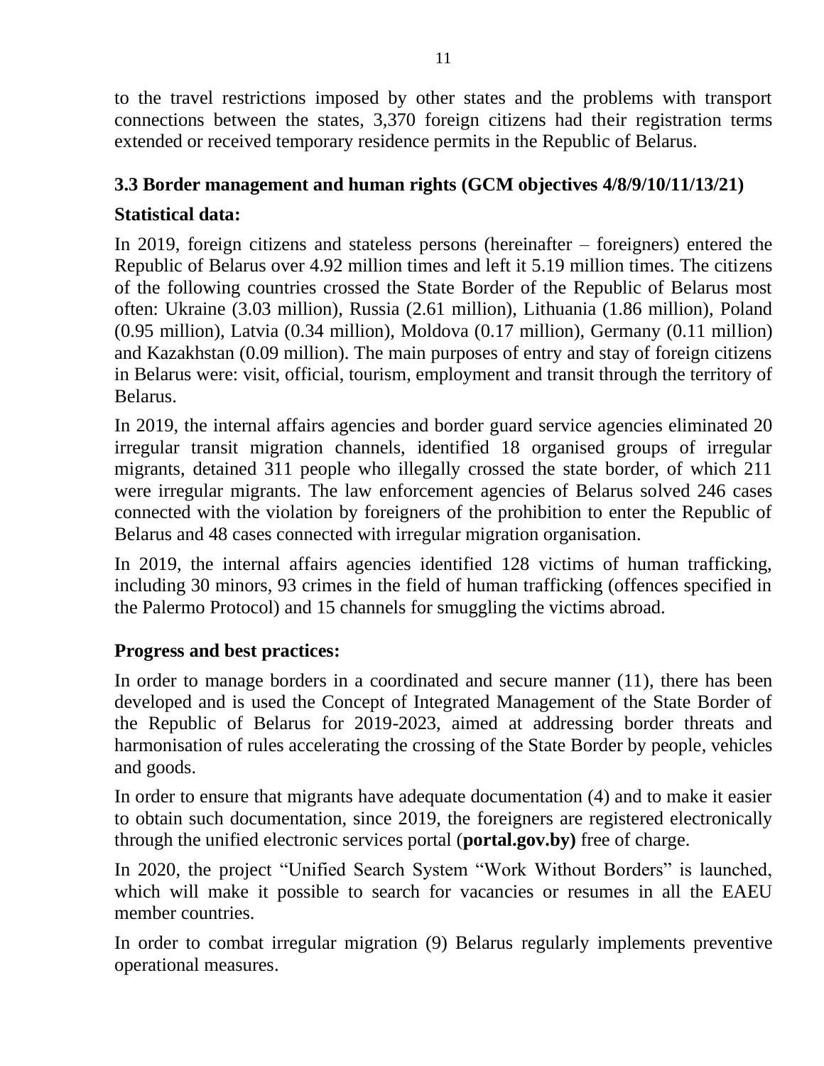to the travel restrictions imposed by other states and the problems with transport connections between the states, 3,370 foreign citizens had their registration terms extended or received temporary residence permits in the Republic of Belarus.

### 3.3 Border management and human rights (GCM objectives 4/8/9/10/11/13/21)

### Statistical data:

In 2019, foreign citizens and stateless persons (hereinafter – foreigners) entered the Republic of Belarus over 4.92 million times and left it 5.19 million times. The citizens of the following countries crossed the State Border of the Republic of Belarus most often: Ukraine (3.03 million), Russia (2.61 million), Lithuania (1.86 million), Poland (0.95 million), Latvia (0.34 million), Moldova (0.17 million), Germany (0.11 million) and Kazakhstan (0.09 million). The main purposes of entry and stay of foreign citizens in Belarus were: visit, official, tourism, employment and transit through the territory of Belarus.

In 2019, the internal affairs agencies and border guard service agencies eliminated 20 irregular transit migration channels, identified 18 organised groups of irregular migrants, detained 311 people who illegally crossed the state border, of which 211 were irregular migrants. The law enforcement agencies of Belarus solved 246 cases connected with the violation by foreigners of the prohibition to enter the Republic of Belarus and 48 cases connected with irregular migration organisation.

In 2019, the internal affairs agencies identified 128 victims of human trafficking, including 30 minors, 93 crimes in the field of human trafficking (offences specified in the Palermo Protocol) and 15 channels for smuggling the victims abroad.

### Progress and best practices:

In order to manage borders in a coordinated and secure manner (11), there has been developed and is used the Concept of Integrated Management of the State Border of the Republic of Belarus for 2019-2023, aimed at addressing border threats and harmonisation of rules accelerating the crossing of the State Border by people, vehicles and goods.

In order to ensure that migrants have adequate documentation (4) and to make it easier to obtain such documentation, since 2019, the foreigners are registered electronically through the unified electronic services portal (**portal.gov.by)** free of charge.

In 2020, the project "Unified Search System "Work Without Borders" is launched, which will make it possible to search for vacancies or resumes in all the EAEU member countries.

In order to combat irregular migration (9) Belarus regularly implements preventive operational measures.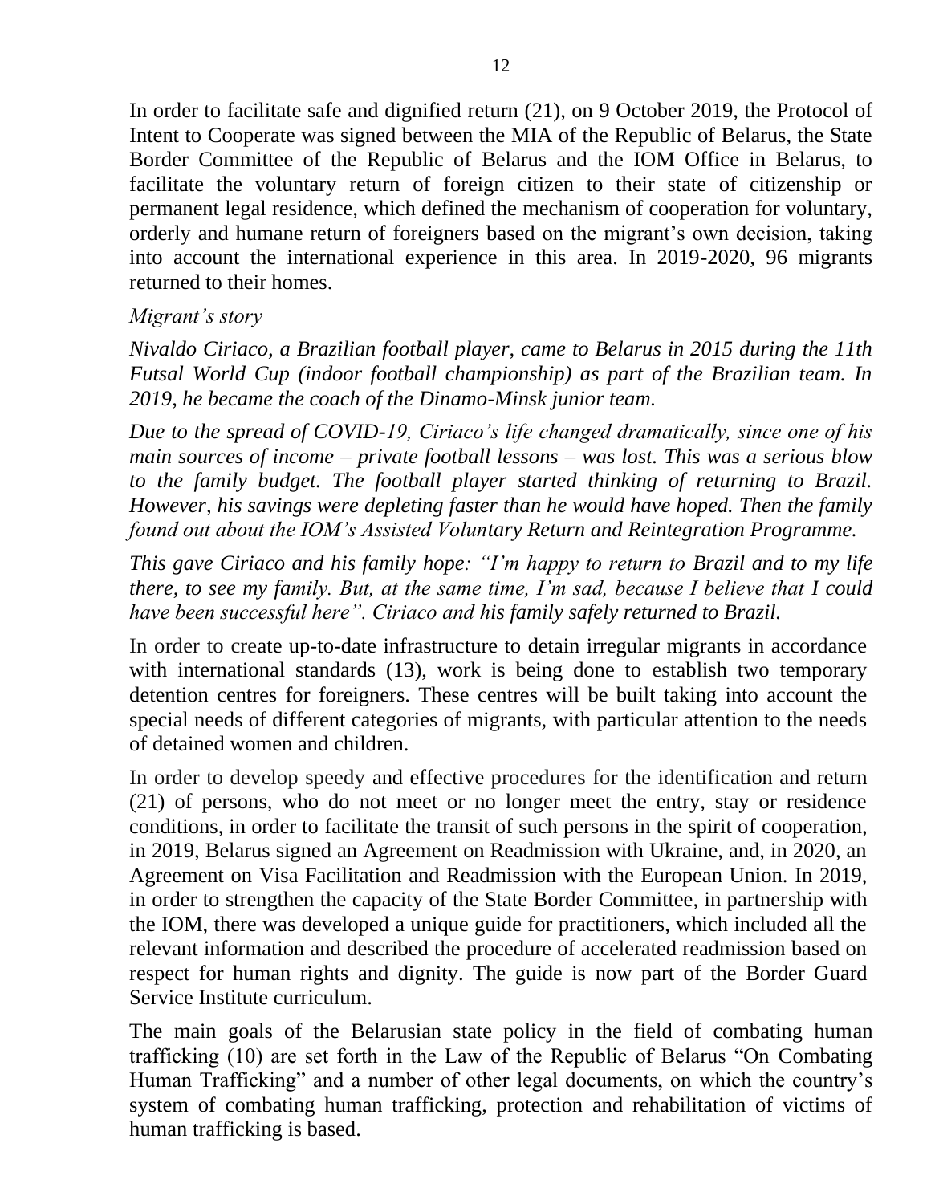In order to facilitate safe and dignified return (21), on 9 October 2019, the Protocol of Intent to Cooperate was signed between the MIA of the Republic of Belarus, the State Border Committee of the Republic of Belarus and the IOM Office in Belarus, to facilitate the voluntary return of foreign citizen to their state of citizenship or permanent legal residence, which defined the mechanism of cooperation for voluntary, orderly and humane return of foreigners based on the migrant's own decision, taking into account the international experience in this area. In 2019-2020, 96 migrants returned to their homes.

*Migrant's story*

*Nivaldo Ciriaco, a Brazilian football player, came to Belarus in 2015 during the 11th Futsal World Cup (indoor football championship) as part of the Brazilian team. In 2019, he became the coach of the Dinamo-Minsk junior team.*

*Due to the spread of COVID-19, Ciriaco's life changed dramatically, since one of his main sources of income – private football lessons – was lost. This was a serious blow to the family budget. The football player started thinking of returning to Brazil. However, his savings were depleting faster than he would have hoped. Then the family found out about the IOM's Assisted Voluntary Return and Reintegration Programme.*

*This gave Ciriaco and his family hope: "I'm happy to return to Brazil and to my life there, to see my family. But, at the same time, I'm sad, because I believe that I could have been successful here". Ciriaco and his family safely returned to Brazil.*

In order to create up-to-date infrastructure to detain irregular migrants in accordance with international standards (13), work is being done to establish two temporary detention centres for foreigners. These centres will be built taking into account the special needs of different categories of migrants, with particular attention to the needs of detained women and children.

In order to develop speedy and effective procedures for the identification and return (21) of persons, who do not meet or no longer meet the entry, stay or residence conditions, in order to facilitate the transit of such persons in the spirit of cooperation, in 2019, Belarus signed an Agreement on Readmission with Ukraine, and, in 2020, an Agreement on Visa Facilitation and Readmission with the European Union. In 2019, in order to strengthen the capacity of the State Border Committee, in partnership with the IOM, there was developed a unique guide for practitioners, which included all the relevant information and described the procedure of accelerated readmission based on respect for human rights and dignity. The guide is now part of the Border Guard Service Institute curriculum.

The main goals of the Belarusian state policy in the field of combating human trafficking (10) are set forth in the Law of the Republic of Belarus "On Combating Human Trafficking" and a number of other legal documents, on which the country's system of combating human trafficking, protection and rehabilitation of victims of human trafficking is based.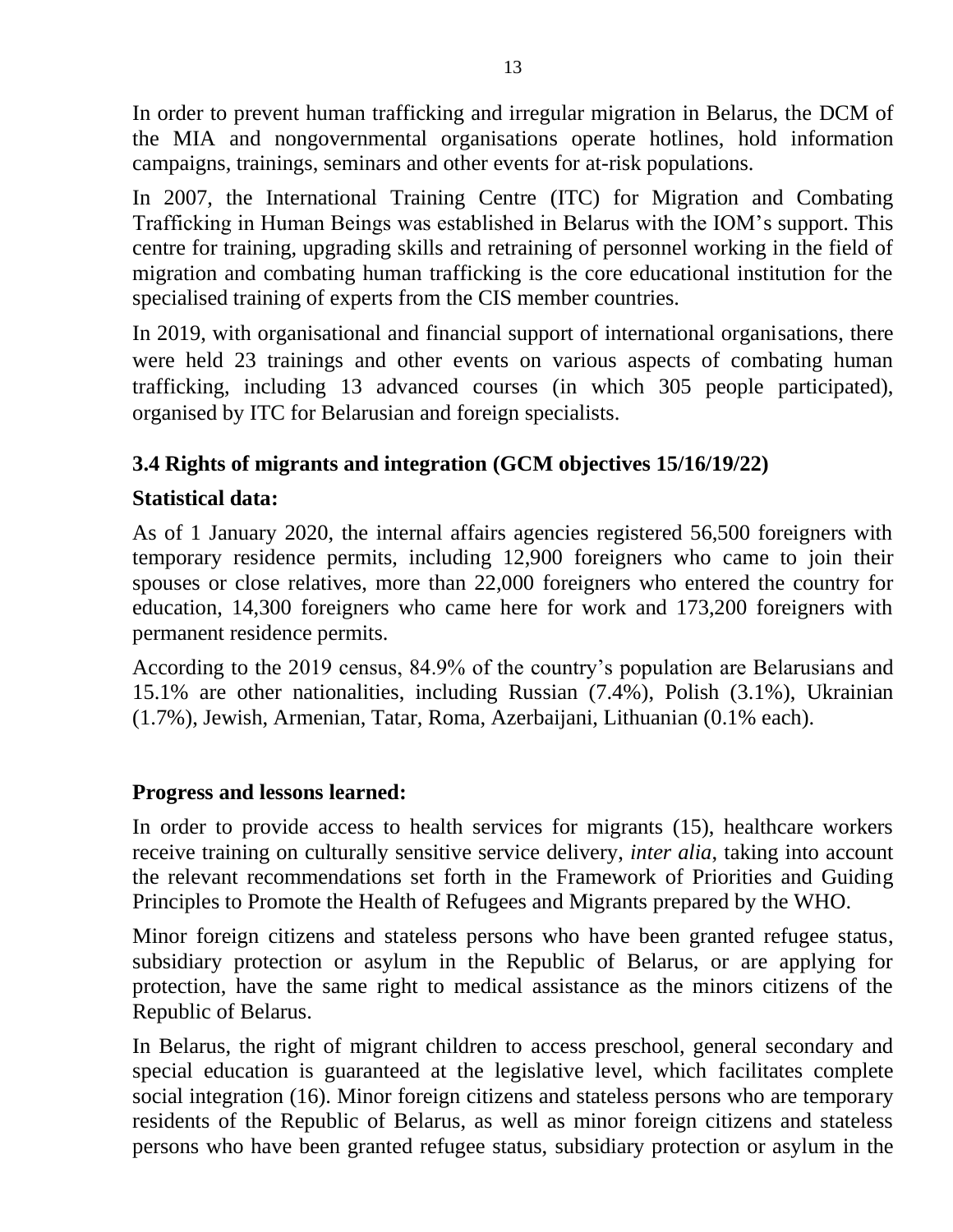In order to prevent human trafficking and irregular migration in Belarus, the DCM of the MIA and nongovernmental organisations operate hotlines, hold information campaigns, trainings, seminars and other events for at-risk populations.

In 2007, the International Training Centre (ITC) for Migration and Combating Trafficking in Human Beings was established in Belarus with the IOM's support. This centre for training, upgrading skills and retraining of personnel working in the field of migration and combating human trafficking is the core educational institution for the specialised training of experts from the CIS member countries.

In 2019, with organisational and financial support of international organisations, there were held 23 trainings and other events on various aspects of combating human trafficking, including 13 advanced courses (in which 305 people participated), organised by ITC for Belarusian and foreign specialists.

### 3.4 Rights of migrants and integration (GCM objectives 15/16/19/22)

**Statistical data:**

As of 1 January 2020, the internal affairs agencies registered 56,500 foreigners with temporary residence permits, including 12,900 foreigners who came to join their spouses or close relatives, more than 22,000 foreigners who entered the country for education, 14,300 foreigners who came here for work and 173,200 foreigners with permanent residence permits.

According to the 2019 census, 84.9% of the country's population are Belarusians and 15.1% are other nationalities, including Russian (7.4%), Polish (3.1%), Ukrainian (1.7%), Jewish, Armenian, Tatar, Roma, Azerbaijani, Lithuanian (0.1% each).

**Progress and lessons learned:**

In order to provide access to health services for migrants (15), healthcare workers receive training on culturally sensitive service delivery, *inter alia*, taking into account the relevant recommendations set forth in the Framework of Priorities and Guiding Principles to Promote the Health of Refugees and Migrants prepared by the WHO.

Minor foreign citizens and stateless persons who have been granted refugee status, subsidiary protection or asylum in the Republic of Belarus, or are applying for protection, have the same right to medical assistance as the minors citizens of the Republic of Belarus.

In Belarus, the right of migrant children to access preschool, general secondary and special education is guaranteed at the legislative level, which facilitates complete social integration (16). Minor foreign citizens and stateless persons who are temporary residents of the Republic of Belarus, as well as minor foreign citizens and stateless persons who have been granted refugee status, subsidiary protection or asylum in the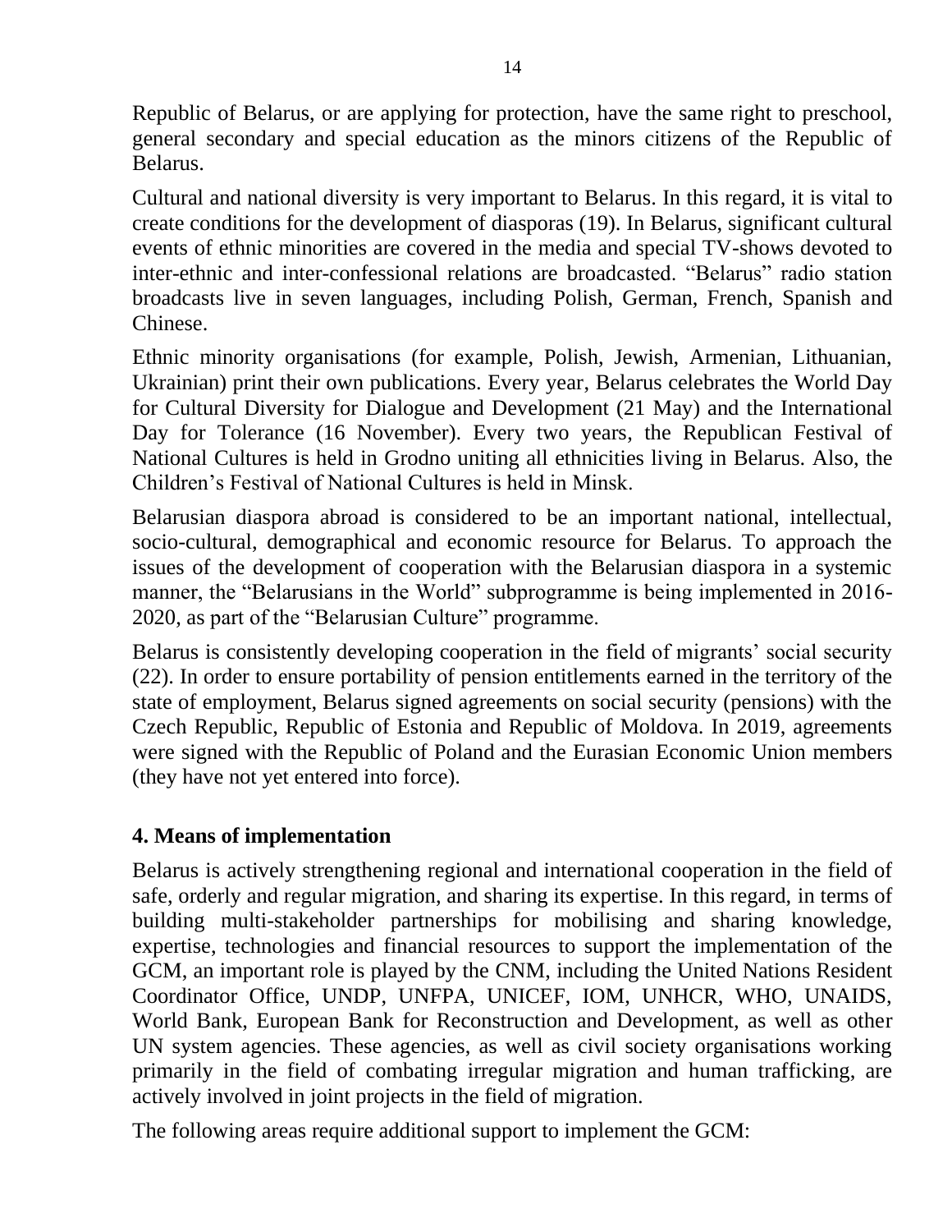Republic of Belarus, or are applying for protection, have the same right to preschool, general secondary and special education as the minors citizens of the Republic of Belarus.

Cultural and national diversity is very important to Belarus. In this regard, it is vital to create conditions for the development of diasporas (19). In Belarus, significant cultural events of ethnic minorities are covered in the media and special TV-shows devoted to inter-ethnic and inter-confessional relations are broadcasted. "Belarus" radio station broadcasts live in seven languages, including Polish, German, French, Spanish and Chinese.

Ethnic minority organisations (for example, Polish, Jewish, Armenian, Lithuanian, Ukrainian) print their own publications. Every year, Belarus celebrates the World Day for Cultural Diversity for Dialogue and Development (21 May) and the International Day for Tolerance (16 November). Every two years, the Republican Festival of National Cultures is held in Grodno uniting all ethnicities living in Belarus. Also, the Children's Festival of National Cultures is held in Minsk.

Belarusian diaspora abroad is considered to be an important national, intellectual, socio-cultural, demographical and economic resource for Belarus. To approach the issues of the development of cooperation with the Belarusian diaspora in a systemic manner, the "Belarusians in the World" subprogramme is being implemented in 2016-2020, as part of the "Belarusian Culture" programme.

Belarus is consistently developing cooperation in the field of migrants' social security (22). In order to ensure portability of pension entitlements earned in the territory of the state of employment, Belarus signed agreements on social security (pensions) with the Czech Republic, Republic of Estonia and Republic of Moldova. In 2019, agreements were signed with the Republic of Poland and the Eurasian Economic Union members (they have not yet entered into force).

## 4. Means of implementation

Belarus is actively strengthening regional and international cooperation in the field of safe, orderly and regular migration, and sharing its expertise. In this regard, in terms of building multi-stakeholder partnerships for mobilising and sharing knowledge, expertise, technologies and financial resources to support the implementation of the GCM, an important role is played by the CNM, including the United Nations Resident Coordinator Office, UNDP, UNFPA, UNICEF, IOM, UNHCR, WHO, UNAIDS, World Bank, European Bank for Reconstruction and Development, as well as other UN system agencies. These agencies, as well as civil society organisations working primarily in the field of combating irregular migration and human trafficking, are actively involved in joint projects in the field of migration.

The following areas require additional support to implement the GCM: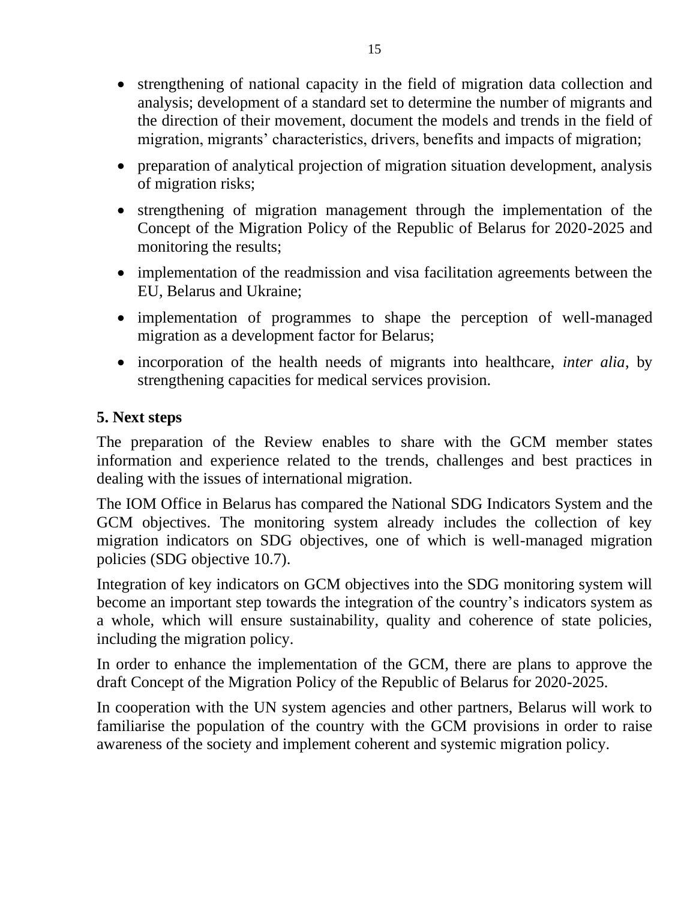- strengthening of national capacity in the field of migration data collection and analysis; development of a standard set to determine the number of migrants and the direction of their movement, document the models and trends in the field of migration, migrants' characteristics, drivers, benefits and impacts of migration;
- preparation of analytical projection of migration situation development, analysis of migration risks;
- strengthening of migration management through the implementation of the Concept of the Migration Policy of the Republic of Belarus for 2020-2025 and monitoring the results;
- implementation of the readmission and visa facilitation agreements between the EU, Belarus and Ukraine;
- implementation of programmes to shape the perception of well-managed migration as a development factor for Belarus;
- incorporation of the health needs of migrants into healthcare, *inter alia*, by strengthening capacities for medical services provision.

## 5. Next steps

The preparation of the Review enables to share with the GCM member states information and experience related to the trends, challenges and best practices in dealing with the issues of international migration.

The IOM Office in Belarus has compared the National SDG Indicators System and the GCM objectives. The monitoring system already includes the collection of key migration indicators on SDG objectives, one of which is well-managed migration policies (SDG objective 10.7).

Integration of key indicators on GCM objectives into the SDG monitoring system will become an important step towards the integration of the country's indicators system as a whole, which will ensure sustainability, quality and coherence of state policies, including the migration policy.

In order to enhance the implementation of the GCM, there are plans to approve the draft Concept of the Migration Policy of the Republic of Belarus for 2020-2025.

In cooperation with the UN system agencies and other partners, Belarus will work to familiarise the population of the country with the GCM provisions in order to raise awareness of the society and implement coherent and systemic migration policy.